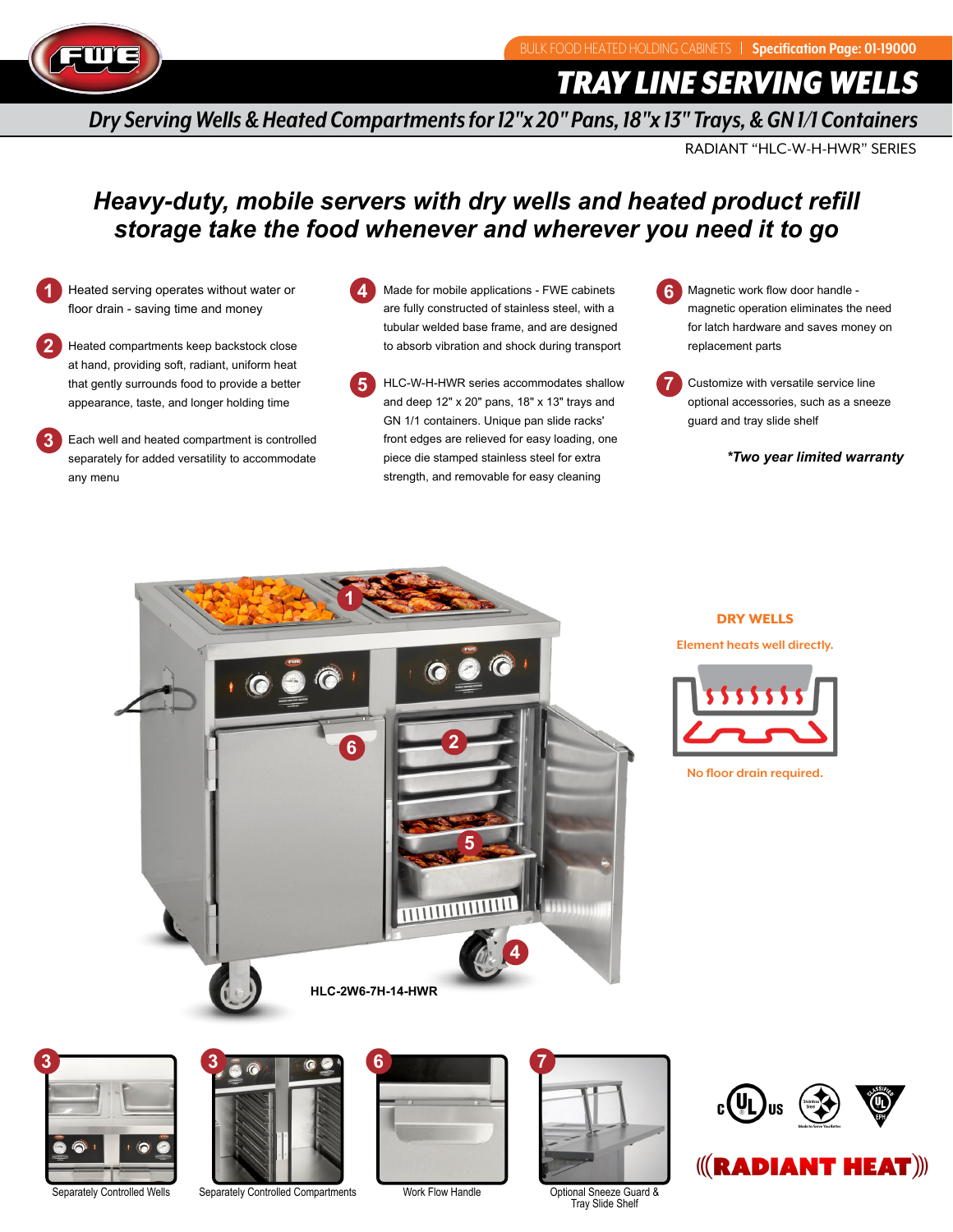BULK FOOD HEATED HOLDING CABINETS | **Specification Page: 01-19000**

# TRAY LINE SERVING WELLS

## *Dry Serving Wells & Heated Compartments for 12"x 20" Pans, 18"x 13" Trays, & GN 1/1 Containers*

RADIANT "HLC-W-H-HWR" SERIES

## *Heavy-duty, mobile servers with dry wells and heated product refill storage take the food whenever and wherever you need it to go*

1. Heated serving operates without water or floor drain - saving time and money
2. Heated compartments keep backstock close at hand, providing soft, radiant, uniform heat that gently surrounds food to provide a better appearance, taste, and longer holding time
3. Each well and heated compartment is controlled separately for added versatility to accommodate any menu
4. Made for mobile applications - FWE cabinets are fully constructed of stainless steel, with a tubular welded base frame, and are designed to absorb vibration and shock during transport
5. HLC-W-H-HWR series accommodates shallow and deep 12" x 20" pans, 18" x 13" trays and GN 1/1 containers. Unique pan slide racks' front edges are relieved for easy loading, one piece die stamped stainless steel for extra strength, and removable for easy cleaning
6. Magnetic work flow door handle - magnetic operation eliminates the need for latch hardware and saves money on replacement parts
7. Customize with versatile service line optional accessories, such as a sneeze guard and tray slide shelf

***Two year limited warranty**

HLC-2W6-7H-14-HWR

**DRY WELLS**

Element heats well directly.

No floor drain required.

Separately Controlled Wells

Separately Controlled Compartments

Work Flow Handle

Optional Sneeze Guard & Tray Slide Shelf

**((RADIANT HEAT))**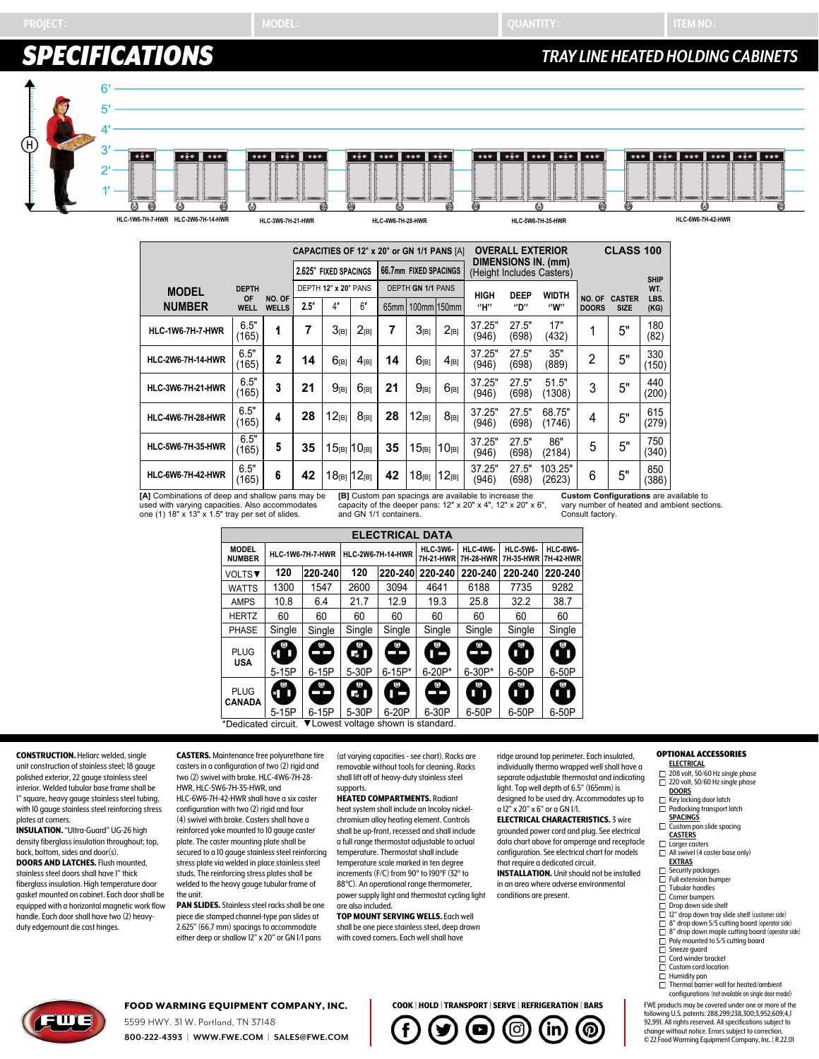PROJECT: | MODEL: | QUANTITY: | ITEM NO:

# SPECIFICATIONS

## TRAY LINE HEATED HOLDING CABINETS

6'
5'
4'
3'
2'
1'
H

HLC-1W6-7H-7-HWR HLC-2W6-7H-14-HWR HLC-3W6-7H-21-HWR HLC-4W6-7H-28-HWR HLC-5W6-7H-35-HWR HLC-6W6-7H-42-HWR

| MODEL NUMBER | DEPTH OF WELL | NO. OF WELLS | CAPACITIES OF 12" x 20" or GN 1/1 PANS [A] | | | | | | OVERALL EXTERIOR DIMENSIONS IN. (mm) (Height Includes Casters) | | | CLASS 100 | | |
|---|---|---|---|---|---|---|---|---|---|---|---|---|---|---|
| | | | 2.625" FIXED SPACINGS | | | 66.7mm FIXED SPACINGS | | | | | | | | |
| | | | DEPTH 12" x 20" PANS | | | DEPTH GN 1/1 PANS | | | | | | | | |
| | | | 2.5" | 4" | 6" | 65mm | 100mm | 150mm | HIGH "H" | DEEP "D" | WIDTH "W" | NO. OF DOORS | CASTER SIZE | SHIP WT. LBS. (KG) |
| HLC-1W6-7H-7-HWR | 6.5" (165) | 1 | 7 | 3[B] | 2[B] | 7 | 3[B] | 2[B] | 37.25" (946) | 27.5" (698) | 17" (432) | 1 | 5" | 180 (82) |
| HLC-2W6-7H-14-HWR | 6.5" (165) | 2 | 14 | 6[B] | 4[B] | 14 | 6[B] | 4[B] | 37.25" (946) | 27.5" (698) | 35" (889) | 2 | 5" | 330 (150) |
| HLC-3W6-7H-21-HWR | 6.5" (165) | 3 | 21 | 9[B] | 6[B] | 21 | 9[B] | 6[B] | 37.25" (946) | 27.5" (698) | 51.5" (1308) | 3 | 5" | 440 (200) |
| HLC-4W6-7H-28-HWR | 6.5" (165) | 4 | 28 | 12[B] | 8[B] | 28 | 12[B] | 8[B] | 37.25" (946) | 27.5" (698) | 68.75" (1746) | 4 | 5" | 615 (279) |
| HLC-5W6-7H-35-HWR | 6.5" (165) | 5 | 35 | 15[B] | 10[B] | 35 | 15[B] | 10[B] | 37.25" (946) | 27.5" (698) | 86" (2184) | 5 | 5" | 750 (340) |
| HLC-6W6-7H-42-HWR | 6.5" (165) | 6 | 42 | 18[B] | 12[B] | 42 | 18[B] | 12[B] | 37.25" (946) | 27.5" (698) | 103.25" (2623) | 6 | 5" | 850 (386) |

[A] Combinations of deep and shallow pans may be used with varying capacities. Also accommodates one (1) 18" x 13" x 1.5" tray per set of slides.

[B] Custom pan spacings are available to increase the capacity of the deeper pans: 12" x 20" x 4", 12" x 20" x 6", and GN 1/1 containers.

**Custom Configurations** are available to vary number of heated and ambient sections. Consult factory.

### ELECTRICAL DATA

| MODEL NUMBER | HLC-1W6-7H-7-HWR | | HLC-2W6-7H-14-HWR | | HLC-3W6-7H-21-HWR | HLC-4W6-7H-28-HWR | HLC-5W6-7H-35-HWR | HLC-6W6-7H-42-HWR |
|---|---|---|---|---|---|---|---|---|
| VOLTS▼ | 120 | 220-240 | 120 | 220-240 | 220-240 | 220-240 | 220-240 | 220-240 |
| WATTS | 1300 | 1547 | 2600 | 3094 | 4641 | 6188 | 7735 | 9282 |
| AMPS | 10.8 | 6.4 | 21.7 | 12.9 | 19.3 | 25.8 | 32.2 | 38.7 |
| HERTZ | 60 | 60 | 60 | 60 | 60 | 60 | 60 | 60 |
| PHASE | Single | Single | Single | Single | Single | Single | Single | Single |
| PLUG USA | 5-15P | 6-15P | 5-30P | 6-15P* | 6-20P* | 6-30P* | 6-50P | 6-50P |
| PLUG CANADA | 5-15P | 6-15P | 5-30P | 6-20P | 6-30P | 6-50P | 6-50P | 6-50P |

*Dedicated circuit. ▼Lowest voltage shown is standard.

**CONSTRUCTION.** Heliarc welded, single unit construction of stainless steel; 18 gauge polished exterior, 22 gauge stainless steel interior. Welded tubular base frame shall be 1" square, heavy gauge stainless steel tubing, with 10 gauge stainless steel reinforcing stress plates at corners.

**INSULATION.** "Ultra-Guard" UG-26 high density fiberglass insulation throughout; top, back, bottom, sides and door(s).

**DOORS AND LATCHES.** Flush mounted, stainless steel doors shall have 1" thick fiberglass insulation. High temperature door gasket mounted on cabinet. Each door shall be equipped with a horizontal magnetic work flow handle. Each door shall have two (2) heavy-duty edgemount die cast hinges.

**CASTERS.** Maintenance free polyurethane tire casters in a configuration of two (2) rigid and two (2) swivel with brake. HLC-4W6-7H-28-HWR, HLC-5W6-7H-35-HWR, and HLC-6W6-7H-42-HWR shall have a six caster configuration with two (2) rigid and four (4) swivel with brake. Casters shall have a reinforced yoke mounted to 10 gauge caster plate. The caster mounting plate shall be secured to a 10 gauge stainless steel reinforcing stress plate via welded in place stainless steel studs. The reinforcing stress plates shall be welded to the heavy gauge tubular frame of the unit.

**PAN SLIDES.** Stainless steel racks shall be one piece die stamped channel-type pan slides at 2.625" (66.7 mm) spacings to accommodate either deep or shallow 12" x 20" or GN 1/1 pans (at varying capacities - see chart). Racks are removable without tools for cleaning. Racks shall lift off of heavy-duty stainless steel supports.

**HEATED COMPARTMENTS.** Radiant heat system shall include an Incoloy nickel-chromium alloy heating element. Controls shall be up-front, recessed and shall include a full range thermostat adjustable to actual temperature. Thermostat shall include temperature scale marked in ten degree increments (F/C) from 90° to 190°F (32° to 88°C). An operational range thermometer, power supply light and thermostat cycling light are also included.

**TOP MOUNT SERVING WELLS.** Each well shall be one piece stainless steel, deep drawn with coved corners. Each well shall have ridge around top perimeter. Each insulated, individually thermo wrapped well shall have a separate adjustable thermostat and indicating light. Top well depth of 6.5" (165mm) is designed to be used dry. Accommodates up to a 12" x 20" x 6" or a GN 1/1.

**ELECTRICAL CHARACTERISTICS.** 3 wire grounded power cord and plug. See electrical data chart above for amperage and receptacle configuration. See electrical chart for models that require a dedicated circuit.

**INSTALLATION.** Unit should not be installed in an area where adverse environmental conditions are present.

### OPTIONAL ACCESSORIES

**ELECTRICAL**
- ☐ 208 volt, 50/60 Hz single phase
- ☐ 220 volt, 50/60 Hz single phase

**DOORS**
- ☐ Key locking door latch
- ☐ Padlocking transport latch

**SPACINGS**
- ☐ Custom pan slide spacing

**CASTERS**
- ☐ Larger casters
- ☐ All swivel (4 caster base only)

**EXTRAS**
- ☐ Security packages
- ☐ Full extension bumper
- ☐ Tubular handles
- ☐ Corner bumpers
- ☐ Drop down side shelf
- ☐ 12" drop down tray slide shelf (customer side)
- ☐ 8" drop down S/S cutting board (operator side)
- ☐ 8" drop down maple cutting board (operator side)
- ☐ Poly mounted to S/S cutting board
- ☐ Sneeze guard
- ☐ Cord winder bracket
- ☐ Custom cord location
- ☐ Humidity pan
- ☐ Thermal barrier wall for heated/ambient configurations (not available on single door model)

**FOOD WARMING EQUIPMENT COMPANY, INC.**
5599 HWY. 31 W. Portland, TN 37148
800-222-4393 | WWW.FWE.COM | SALES@FWE.COM

COOK | HOLD | TRANSPORT | SERVE | REFRIGERATION | BARS

FWE products may be covered under one or more of the following U.S. patents: 288,299;238,300;3,952,609;4,1 92,991. All rights reserved. All specifications subject to change without notice. Errors subject to correction. © 22 Food Warming Equipment Company, Inc. | R.22.01